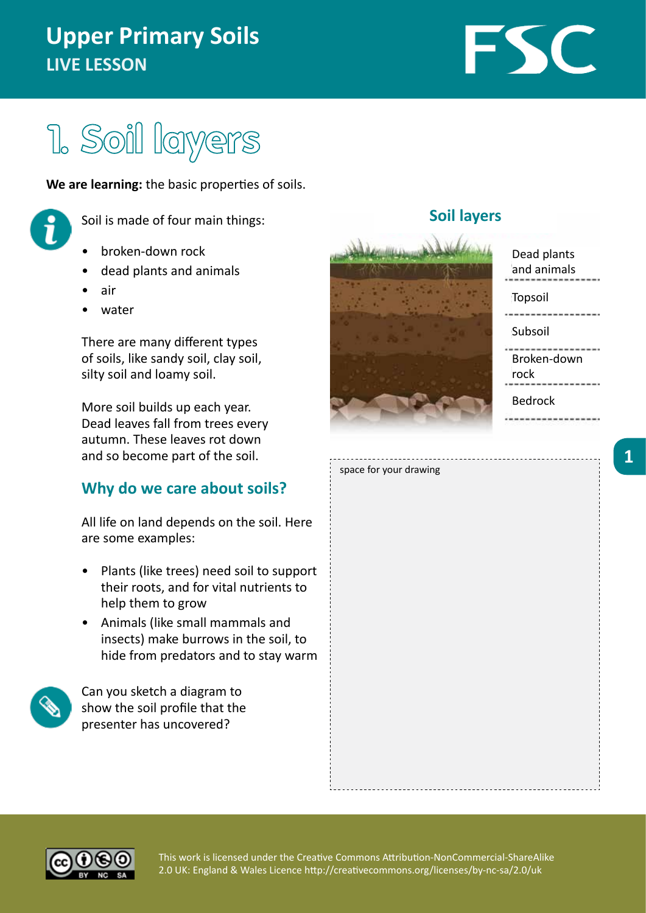# Upper Primary Soils

## LIVE LESSON

# 1. Soil layers

**We are learning:** the basic properties of soils.

Soil is made of four main things:

- broken-down rock
- dead plants and animals
- air
- water

There are many different types of soils, like sandy soil, clay soil, silty soil and loamy soil.

More soil builds up each year. Dead leaves fall from trees every autumn. These leaves rot down and so become part of the soil.

## Why do we care about soils?

All life on land depends on the soil. Here are some examples:

- Plants (like trees) need soil to support their roots, and for vital nutrients to help them to grow
- Animals (like small mammals and insects) make burrows in the soil, to hide from predators and to stay warm

Can you sketch a diagram to show the soil profile that the presenter has uncovered?

## Soil layers

Dead plants and animals

Topsoil

Subsoil

Broken-down rock

Bedrock

space for your drawing

This work is licensed under the Creative Commons Attribution-NonCommercial-ShareAlike 2.0 UK: England & Wales Licence http://creativecommons.org/licenses/by-nc-sa/2.0/uk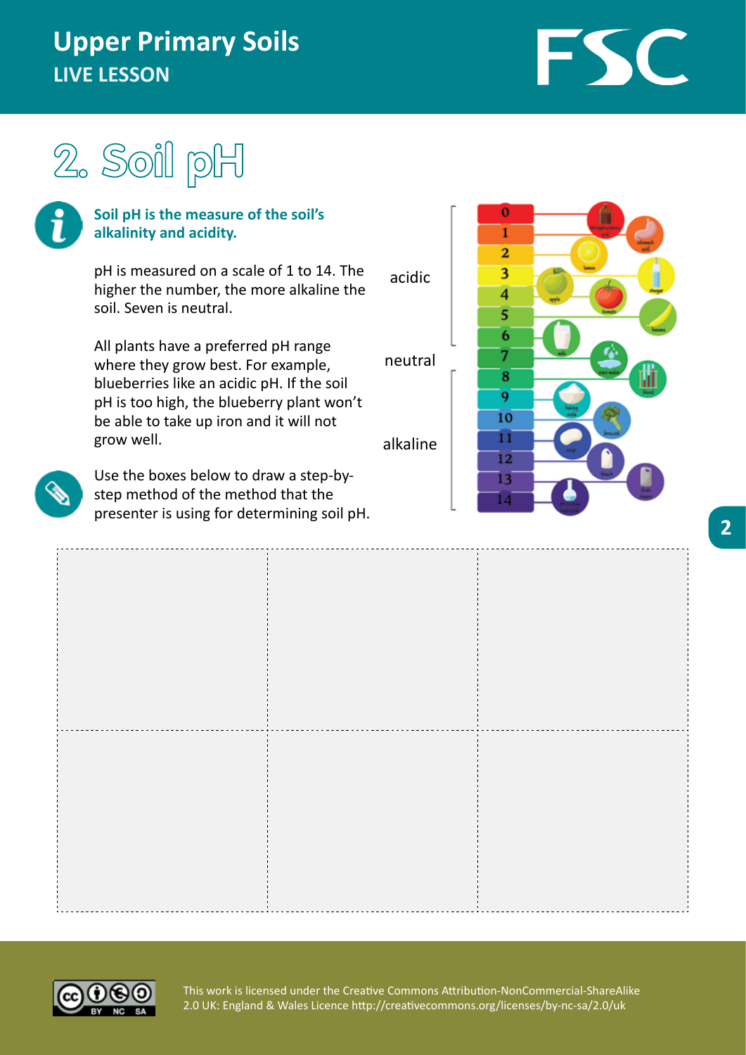# Upper Primary Soils

**LIVE LESSON**

## 2. Soil pH

**Soil pH is the measure of the soil's alkalinity and acidity.**

pH is measured on a scale of 1 to 14. The higher the number, the more alkaline the soil. Seven is neutral.

All plants have a preferred pH range where they grow best. For example, blueberries like an acidic pH. If the soil pH is too high, the blueberry plant won't be able to take up iron and it will not grow well.

Use the boxes below to draw a step-by-step method of the method that the presenter is using for determining soil pH.

acidic

neutral

alkaline

This work is licensed under the Creative Commons Attribution-NonCommercial-ShareAlike 2.0 UK: England & Wales Licence http://creativecommons.org/licenses/by-nc-sa/2.0/uk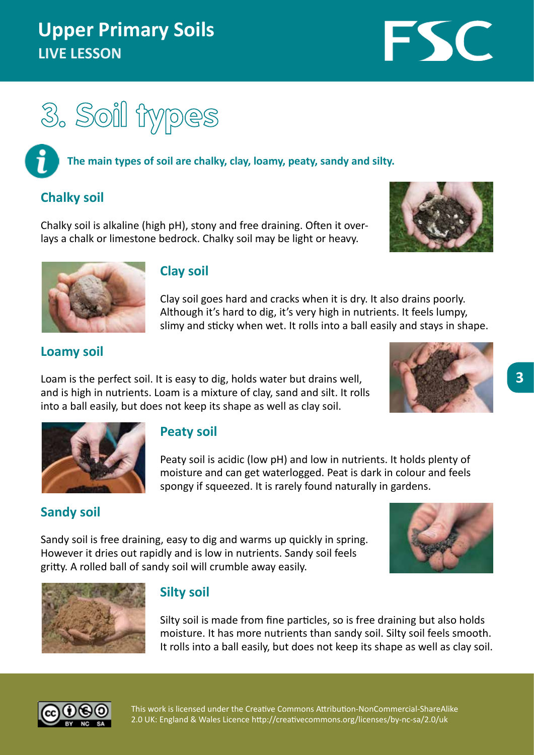# 3. Soil types

**The main types of soil are chalky, clay, loamy, peaty, sandy and silty.**

## Chalky soil

Chalky soil is alkaline (high pH), stony and free draining. Often it overlays a chalk or limestone bedrock. Chalky soil may be light or heavy.

## Clay soil

Clay soil goes hard and cracks when it is dry. It also drains poorly. Although it's hard to dig, it's very high in nutrients. It feels lumpy, slimy and sticky when wet. It rolls into a ball easily and stays in shape.

## Loamy soil

Loam is the perfect soil. It is easy to dig, holds water but drains well, and is high in nutrients. Loam is a mixture of clay, sand and silt. It rolls into a ball easily, but does not keep its shape as well as clay soil.

## Peaty soil

Peaty soil is acidic (low pH) and low in nutrients. It holds plenty of moisture and can get waterlogged. Peat is dark in colour and feels spongy if squeezed. It is rarely found naturally in gardens.

## Sandy soil

Sandy soil is free draining, easy to dig and warms up quickly in spring. However it dries out rapidly and is low in nutrients. Sandy soil feels gritty. A rolled ball of sandy soil will crumble away easily.

## Silty soil

Silty soil is made from fine particles, so is free draining but also holds moisture. It has more nutrients than sandy soil. Silty soil feels smooth. It rolls into a ball easily, but does not keep its shape as well as clay soil.

This work is licensed under the Creative Commons Attribution-NonCommercial-ShareAlike 2.0 UK: England & Wales Licence http://creativecommons.org/licenses/by-nc-sa/2.0/uk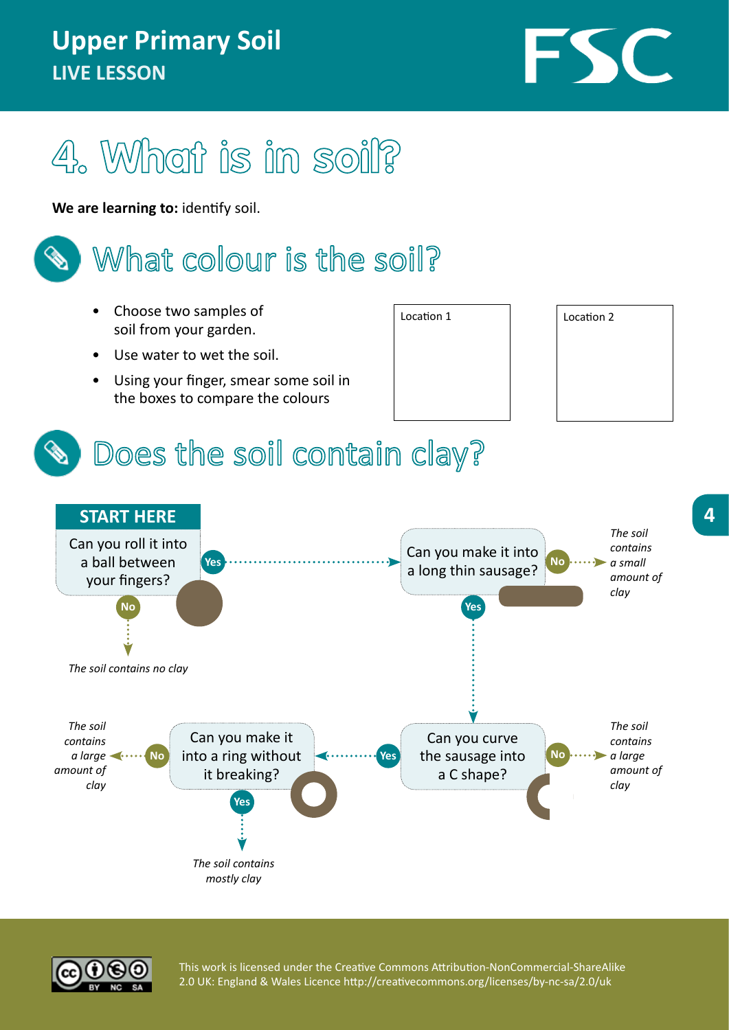# Upper Primary Soil

**LIVE LESSON**

FSC

# 4. What is in soil?

**We are learning to:** identify soil.

## What colour is the soil?

- Choose two samples of soil from your garden.
- Use water to wet the soil.
- Using your finger, smear some soil in the boxes to compare the colours

| Location 1 | Location 2 |
|---|---|
| | |

## Does the soil contain clay?

**START HERE**

Can you roll it into a ball between your fingers?

No → *The soil contains no clay*

Yes → Can you make it into a long thin sausage?

No → *The soil contains a small amount of clay*

Yes → Can you curve the sausage into a C shape?

No → *The soil contains a large amount of clay*

Yes → Can you make it into a ring without it breaking?

No → *The soil contains a large amount of clay*

Yes → *The soil contains mostly clay*

This work is licensed under the Creative Commons Attribution-NonCommercial-ShareAlike 2.0 UK: England & Wales Licence http://creativecommons.org/licenses/by-nc-sa/2.0/uk